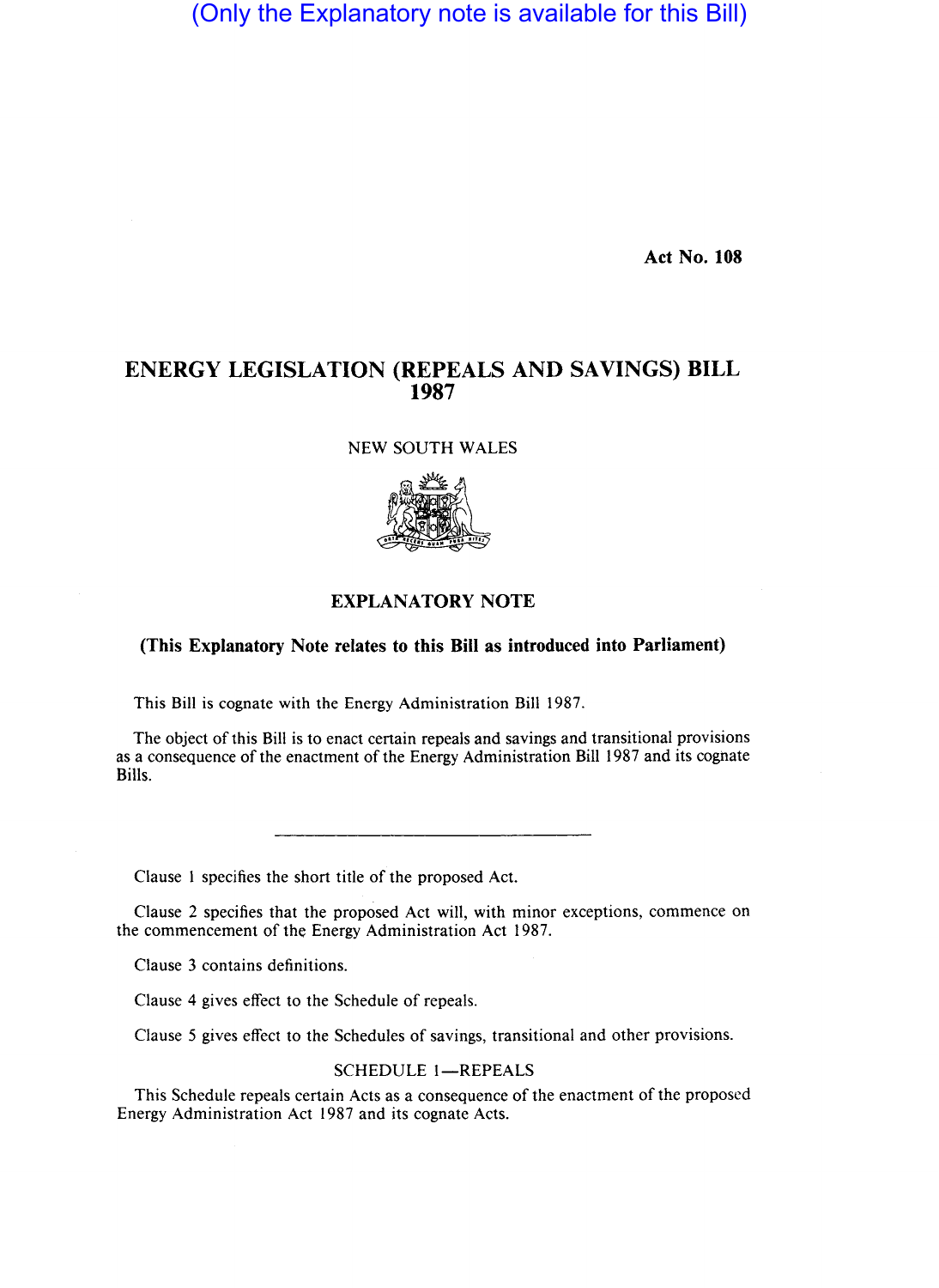(Only the Explanatory note is available for this Bill)

Act No. 108

# ENERGY LEGISLATION (REPEALS AND SAVINGS) BILL 1987

NEW SOUTH WALES

## EXPLANATORY NOTE

**(This Explanatory Note relates to this Bill as introduced into Parliament)**

This Bill is cognate with the Energy Administration Bill 1987.

The object of this Bill is to enact certain repeals and savings and transitional provisions as a consequence of the enactment of the Energy Administration Bill 1987 and its cognate Bills.

---

Clause 1 specifies the short title of the proposed Act.

Clause 2 specifies that the proposed Act will, with minor exceptions, commence on the commencement of the Energy Administration Act 1987.

Clause 3 contains definitions.

Clause 4 gives effect to the Schedule of repeals.

Clause 5 gives effect to the Schedules of savings, transitional and other provisions.

SCHEDULE 1—REPEALS

This Schedule repeals certain Acts as a consequence of the enactment of the proposed Energy Administration Act 1987 and its cognate Acts.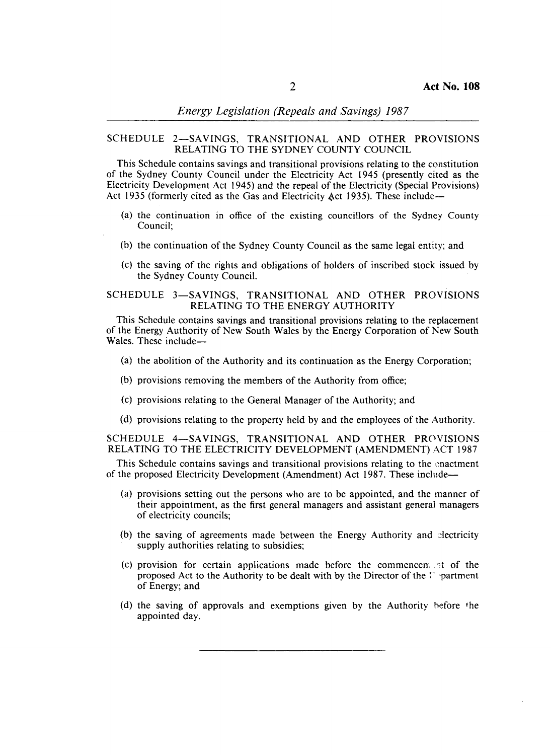## SCHEDULE 2—SAVINGS, TRANSITIONAL AND OTHER PROVISIONS RELATING TO THE SYDNEY COUNTY COUNCIL

This Schedule contains savings and transitional provisions relating to the constitution of the Sydney County Council under the Electricity Act 1945 (presently cited as the Electricity Development Act 1945) and the repeal of the Electricity (Special Provisions) Act 1935 (formerly cited as the Gas and Electricity Act 1935). These include—

(a) the continuation in office of the existing councillors of the Sydney County Council;

(b) the continuation of the Sydney County Council as the same legal entity; and

(c) the saving of the rights and obligations of holders of inscribed stock issued by the Sydney County Council.

## SCHEDULE 3—SAVINGS, TRANSITIONAL AND OTHER PROVISIONS RELATING TO THE ENERGY AUTHORITY

This Schedule contains savings and transitional provisions relating to the replacement of the Energy Authority of New South Wales by the Energy Corporation of New South Wales. These include—

(a) the abolition of the Authority and its continuation as the Energy Corporation;

(b) provisions removing the members of the Authority from office;

(c) provisions relating to the General Manager of the Authority; and

(d) provisions relating to the property held by and the employees of the Authority.

## SCHEDULE 4—SAVINGS, TRANSITIONAL AND OTHER PROVISIONS RELATING TO THE ELECTRICITY DEVELOPMENT (AMENDMENT) ACT 1987

This Schedule contains savings and transitional provisions relating to the enactment of the proposed Electricity Development (Amendment) Act 1987. These include—

(a) provisions setting out the persons who are to be appointed, and the manner of their appointment, as the first general managers and assistant general managers of electricity councils;

(b) the saving of agreements made between the Energy Authority and electricity supply authorities relating to subsidies;

(c) provision for certain applications made before the commencement of the proposed Act to the Authority to be dealt with by the Director of the Department of Energy; and

(d) the saving of approvals and exemptions given by the Authority before the appointed day.